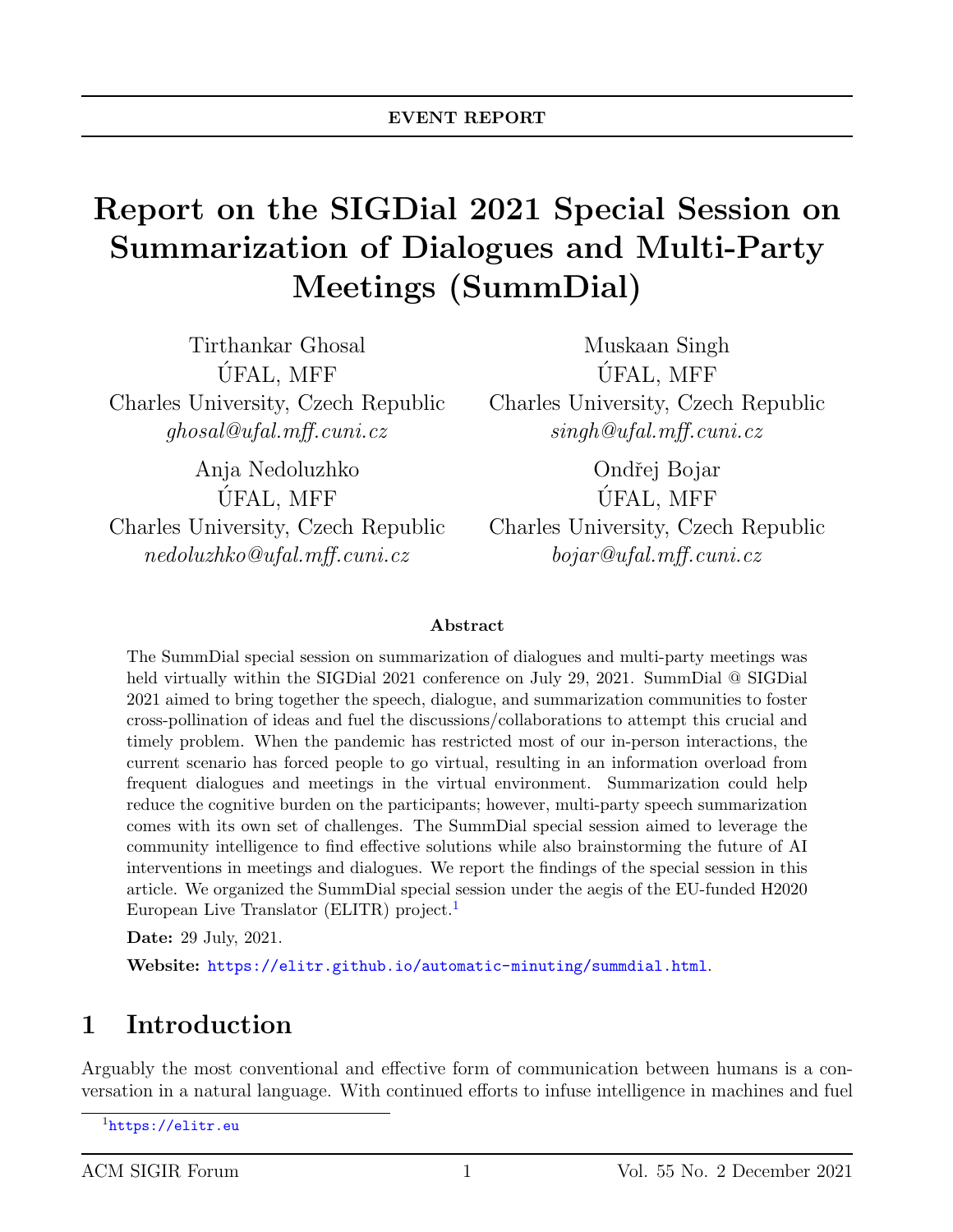**EVENT REPORT**

# Report on the SIGDial 2021 Special Session on Summarization of Dialogues and Multi-Party Meetings (SummDial)

Tirthankar Ghosal
ÚFAL, MFF
Charles University, Czech Republic
*ghosal@ufal.mff.cuni.cz*

Muskaan Singh
ÚFAL, MFF
Charles University, Czech Republic
*singh@ufal.mff.cuni.cz*

Anja Nedoluzhko
ÚFAL, MFF
Charles University, Czech Republic
*nedoluzhko@ufal.mff.cuni.cz*

Ondřej Bojar
ÚFAL, MFF
Charles University, Czech Republic
*bojar@ufal.mff.cuni.cz*

### Abstract

The SummDial special session on summarization of dialogues and multi-party meetings was held virtually within the SIGDial 2021 conference on July 29, 2021. SummDial @ SIGDial 2021 aimed to bring together the speech, dialogue, and summarization communities to foster cross-pollination of ideas and fuel the discussions/collaborations to attempt this crucial and timely problem. When the pandemic has restricted most of our in-person interactions, the current scenario has forced people to go virtual, resulting in an information overload from frequent dialogues and meetings in the virtual environment. Summarization could help reduce the cognitive burden on the participants; however, multi-party speech summarization comes with its own set of challenges. The SummDial special session aimed to leverage the community intelligence to find effective solutions while also brainstorming the future of AI interventions in meetings and dialogues. We report the findings of the special session in this article. We organized the SummDial special session under the aegis of the EU-funded H2020 European Live Translator (ELITR) project.[1]

**Date:** 29 July, 2021.

**Website:** https://elitr.github.io/automatic-minuting/summdial.html.

## 1 Introduction

Arguably the most conventional and effective form of communication between humans is a conversation in a natural language. With continued efforts to infuse intelligence in machines and fuel

[1] https://elitr.eu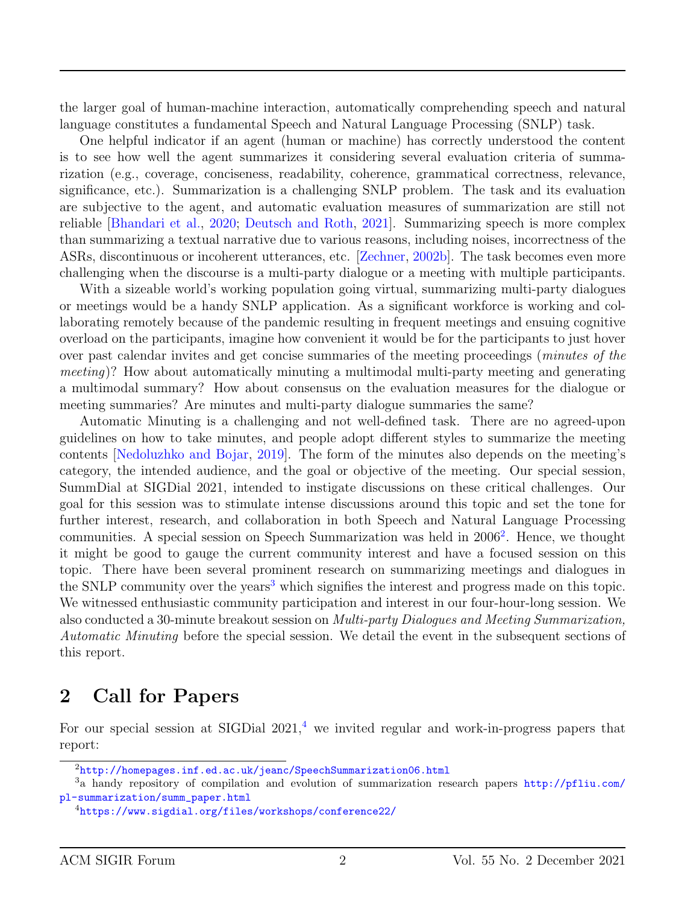the larger goal of human-machine interaction, automatically comprehending speech and natural language constitutes a fundamental Speech and Natural Language Processing (SNLP) task.

One helpful indicator if an agent (human or machine) has correctly understood the content is to see how well the agent summarizes it considering several evaluation criteria of summarization (e.g., coverage, conciseness, readability, coherence, grammatical correctness, relevance, significance, etc.). Summarization is a challenging SNLP problem. The task and its evaluation are subjective to the agent, and automatic evaluation measures of summarization are still not reliable [Bhandari et al., 2020; Deutsch and Roth, 2021]. Summarizing speech is more complex than summarizing a textual narrative due to various reasons, including noises, incorrectness of the ASRs, discontinuous or incoherent utterances, etc. [Zechner, 2002b]. The task becomes even more challenging when the discourse is a multi-party dialogue or a meeting with multiple participants.

With a sizeable world's working population going virtual, summarizing multi-party dialogues or meetings would be a handy SNLP application. As a significant workforce is working and collaborating remotely because of the pandemic resulting in frequent meetings and ensuing cognitive overload on the participants, imagine how convenient it would be for the participants to just hover over past calendar invites and get concise summaries of the meeting proceedings (*minutes of the meeting*)? How about automatically minuting a multimodal multi-party meeting and generating a multimodal summary? How about consensus on the evaluation measures for the dialogue or meeting summaries? Are minutes and multi-party dialogue summaries the same?

Automatic Minuting is a challenging and not well-defined task. There are no agreed-upon guidelines on how to take minutes, and people adopt different styles to summarize the meeting contents [Nedoluzhko and Bojar, 2019]. The form of the minutes also depends on the meeting's category, the intended audience, and the goal or objective of the meeting. Our special session, SummDial at SIGDial 2021, intended to instigate discussions on these critical challenges. Our goal for this session was to stimulate intense discussions around this topic and set the tone for further interest, research, and collaboration in both Speech and Natural Language Processing communities. A special session on Speech Summarization was held in 2006[2]. Hence, we thought it might be good to gauge the current community interest and have a focused session on this topic. There have been several prominent research on summarizing meetings and dialogues in the SNLP community over the years[3] which signifies the interest and progress made on this topic. We witnessed enthusiastic community participation and interest in our four-hour-long session. We also conducted a 30-minute breakout session on *Multi-party Dialogues and Meeting Summarization, Automatic Minuting* before the special session. We detail the event in the subsequent sections of this report.

## 2 Call for Papers

For our special session at SIGDial 2021,[4] we invited regular and work-in-progress papers that report:

---

[2] http://homepages.inf.ed.ac.uk/jeanc/SpeechSummarization06.html

[3] a handy repository of compilation and evolution of summarization research papers http://pfliu.com/pl-summarization/summ_paper.html

[4] https://www.sigdial.org/files/workshops/conference22/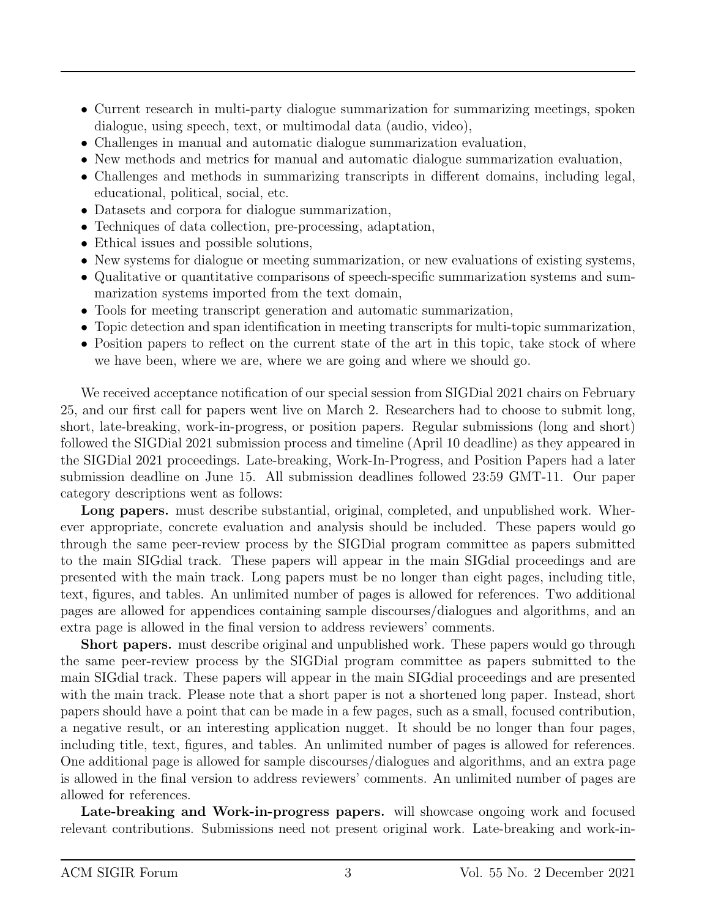- Current research in multi-party dialogue summarization for summarizing meetings, spoken dialogue, using speech, text, or multimodal data (audio, video),
- Challenges in manual and automatic dialogue summarization evaluation,
- New methods and metrics for manual and automatic dialogue summarization evaluation,
- Challenges and methods in summarizing transcripts in different domains, including legal, educational, political, social, etc.
- Datasets and corpora for dialogue summarization,
- Techniques of data collection, pre-processing, adaptation,
- Ethical issues and possible solutions,
- New systems for dialogue or meeting summarization, or new evaluations of existing systems,
- Qualitative or quantitative comparisons of speech-specific summarization systems and summarization systems imported from the text domain,
- Tools for meeting transcript generation and automatic summarization,
- Topic detection and span identification in meeting transcripts for multi-topic summarization,
- Position papers to reflect on the current state of the art in this topic, take stock of where we have been, where we are, where we are going and where we should go.

We received acceptance notification of our special session from SIGDial 2021 chairs on February 25, and our first call for papers went live on March 2. Researchers had to choose to submit long, short, late-breaking, work-in-progress, or position papers. Regular submissions (long and short) followed the SIGDial 2021 submission process and timeline (April 10 deadline) as they appeared in the SIGDial 2021 proceedings. Late-breaking, Work-In-Progress, and Position Papers had a later submission deadline on June 15. All submission deadlines followed 23:59 GMT-11. Our paper category descriptions went as follows:

**Long papers.** must describe substantial, original, completed, and unpublished work. Wherever appropriate, concrete evaluation and analysis should be included. These papers would go through the same peer-review process by the SIGDial program committee as papers submitted to the main SIGdial track. These papers will appear in the main SIGdial proceedings and are presented with the main track. Long papers must be no longer than eight pages, including title, text, figures, and tables. An unlimited number of pages is allowed for references. Two additional pages are allowed for appendices containing sample discourses/dialogues and algorithms, and an extra page is allowed in the final version to address reviewers' comments.

**Short papers.** must describe original and unpublished work. These papers would go through the same peer-review process by the SIGDial program committee as papers submitted to the main SIGdial track. These papers will appear in the main SIGdial proceedings and are presented with the main track. Please note that a short paper is not a shortened long paper. Instead, short papers should have a point that can be made in a few pages, such as a small, focused contribution, a negative result, or an interesting application nugget. It should be no longer than four pages, including title, text, figures, and tables. An unlimited number of pages is allowed for references. One additional page is allowed for sample discourses/dialogues and algorithms, and an extra page is allowed in the final version to address reviewers' comments. An unlimited number of pages are allowed for references.

**Late-breaking and Work-in-progress papers.** will showcase ongoing work and focused relevant contributions. Submissions need not present original work. Late-breaking and work-in-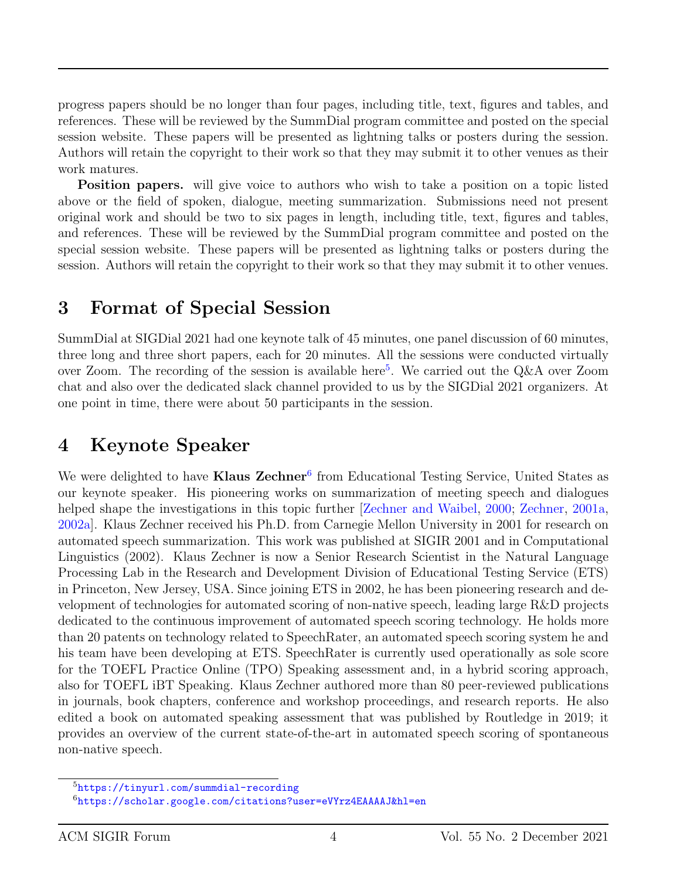progress papers should be no longer than four pages, including title, text, figures and tables, and references. These will be reviewed by the SummDial program committee and posted on the special session website. These papers will be presented as lightning talks or posters during the session. Authors will retain the copyright to their work so that they may submit it to other venues as their work matures.

**Position papers.** will give voice to authors who wish to take a position on a topic listed above or the field of spoken, dialogue, meeting summarization. Submissions need not present original work and should be two to six pages in length, including title, text, figures and tables, and references. These will be reviewed by the SummDial program committee and posted on the special session website. These papers will be presented as lightning talks or posters during the session. Authors will retain the copyright to their work so that they may submit it to other venues.

# 3 Format of Special Session

SummDial at SIGDial 2021 had one keynote talk of 45 minutes, one panel discussion of 60 minutes, three long and three short papers, each for 20 minutes. All the sessions were conducted virtually over Zoom. The recording of the session is available here[5]. We carried out the Q&A over Zoom chat and also over the dedicated slack channel provided to us by the SIGDial 2021 organizers. At one point in time, there were about 50 participants in the session.

# 4 Keynote Speaker

We were delighted to have **Klaus Zechner**[6] from Educational Testing Service, United States as our keynote speaker. His pioneering works on summarization of meeting speech and dialogues helped shape the investigations in this topic further [Zechner and Waibel, 2000; Zechner, 2001a, 2002a]. Klaus Zechner received his Ph.D. from Carnegie Mellon University in 2001 for research on automated speech summarization. This work was published at SIGIR 2001 and in Computational Linguistics (2002). Klaus Zechner is now a Senior Research Scientist in the Natural Language Processing Lab in the Research and Development Division of Educational Testing Service (ETS) in Princeton, New Jersey, USA. Since joining ETS in 2002, he has been pioneering research and development of technologies for automated scoring of non-native speech, leading large R&D projects dedicated to the continuous improvement of automated speech scoring technology. He holds more than 20 patents on technology related to SpeechRater, an automated speech scoring system he and his team have been developing at ETS. SpeechRater is currently used operationally as sole score for the TOEFL Practice Online (TPO) Speaking assessment and, in a hybrid scoring approach, also for TOEFL iBT Speaking. Klaus Zechner authored more than 80 peer-reviewed publications in journals, book chapters, conference and workshop proceedings, and research reports. He also edited a book on automated speaking assessment that was published by Routledge in 2019; it provides an overview of the current state-of-the-art in automated speech scoring of spontaneous non-native speech.

[5] https://tinyurl.com/summdial-recording

[6] https://scholar.google.com/citations?user=eVYrz4EAAAAJ&hl=en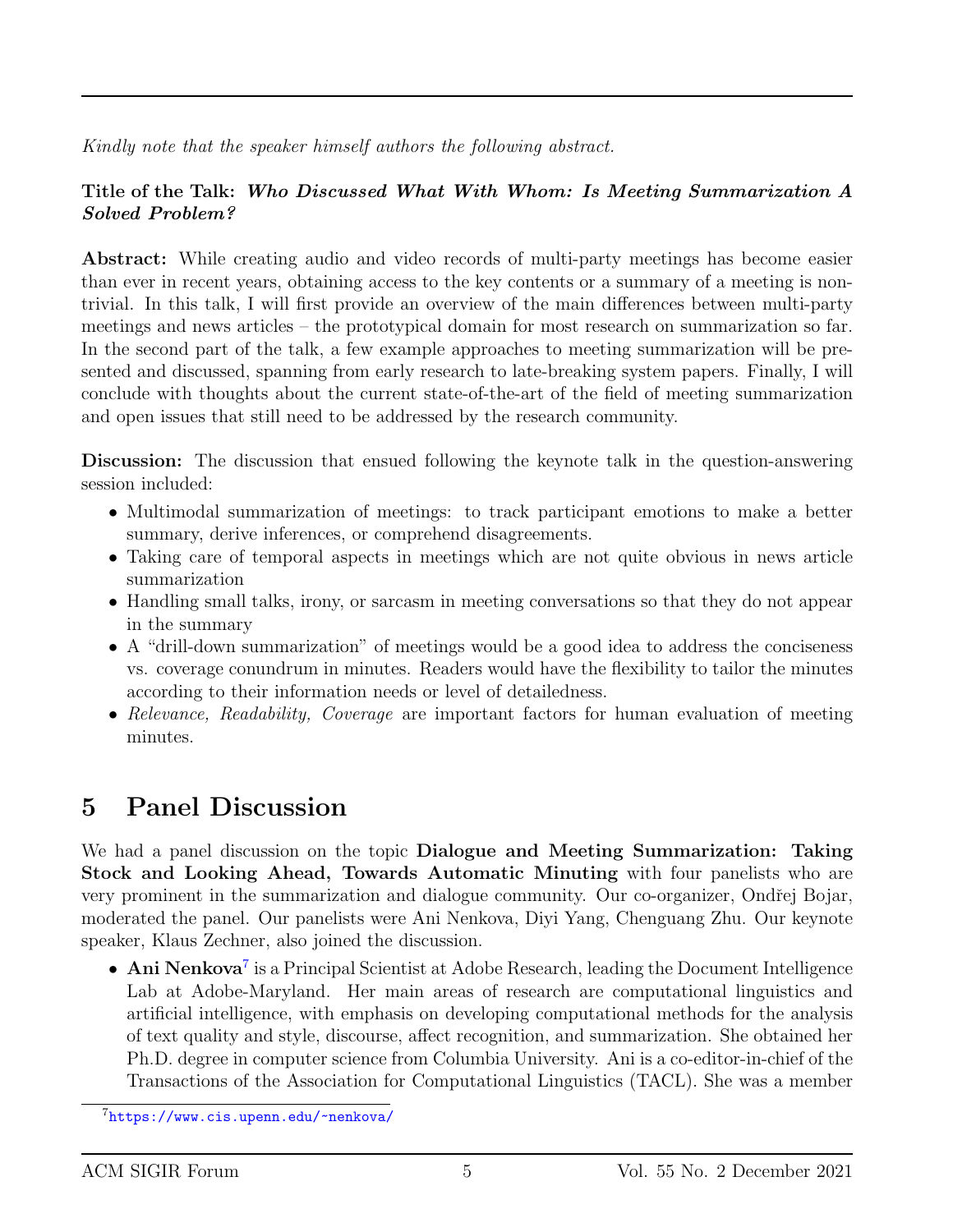*Kindly note that the speaker himself authors the following abstract.*

**Title of the Talk:** ***Who Discussed What With Whom: Is Meeting Summarization A Solved Problem?***

**Abstract:** While creating audio and video records of multi-party meetings has become easier than ever in recent years, obtaining access to the key contents or a summary of a meeting is non-trivial. In this talk, I will first provide an overview of the main differences between multi-party meetings and news articles – the prototypical domain for most research on summarization so far. In the second part of the talk, a few example approaches to meeting summarization will be presented and discussed, spanning from early research to late-breaking system papers. Finally, I will conclude with thoughts about the current state-of-the-art of the field of meeting summarization and open issues that still need to be addressed by the research community.

**Discussion:** The discussion that ensued following the keynote talk in the question-answering session included:

- Multimodal summarization of meetings: to track participant emotions to make a better summary, derive inferences, or comprehend disagreements.
- Taking care of temporal aspects in meetings which are not quite obvious in news article summarization
- Handling small talks, irony, or sarcasm in meeting conversations so that they do not appear in the summary
- A "drill-down summarization" of meetings would be a good idea to address the conciseness vs. coverage conundrum in minutes. Readers would have the flexibility to tailor the minutes according to their information needs or level of detailedness.
- *Relevance, Readability, Coverage* are important factors for human evaluation of meeting minutes.

# 5 Panel Discussion

We had a panel discussion on the topic **Dialogue and Meeting Summarization: Taking Stock and Looking Ahead, Towards Automatic Minuting** with four panelists who are very prominent in the summarization and dialogue community. Our co-organizer, Ondřej Bojar, moderated the panel. Our panelists were Ani Nenkova, Diyi Yang, Chenguang Zhu. Our keynote speaker, Klaus Zechner, also joined the discussion.

- **Ani Nenkova**[7] is a Principal Scientist at Adobe Research, leading the Document Intelligence Lab at Adobe-Maryland. Her main areas of research are computational linguistics and artificial intelligence, with emphasis on developing computational methods for the analysis of text quality and style, discourse, affect recognition, and summarization. She obtained her Ph.D. degree in computer science from Columbia University. Ani is a co-editor-in-chief of the Transactions of the Association for Computational Linguistics (TACL). She was a member

[7] https://www.cis.upenn.edu/~nenkova/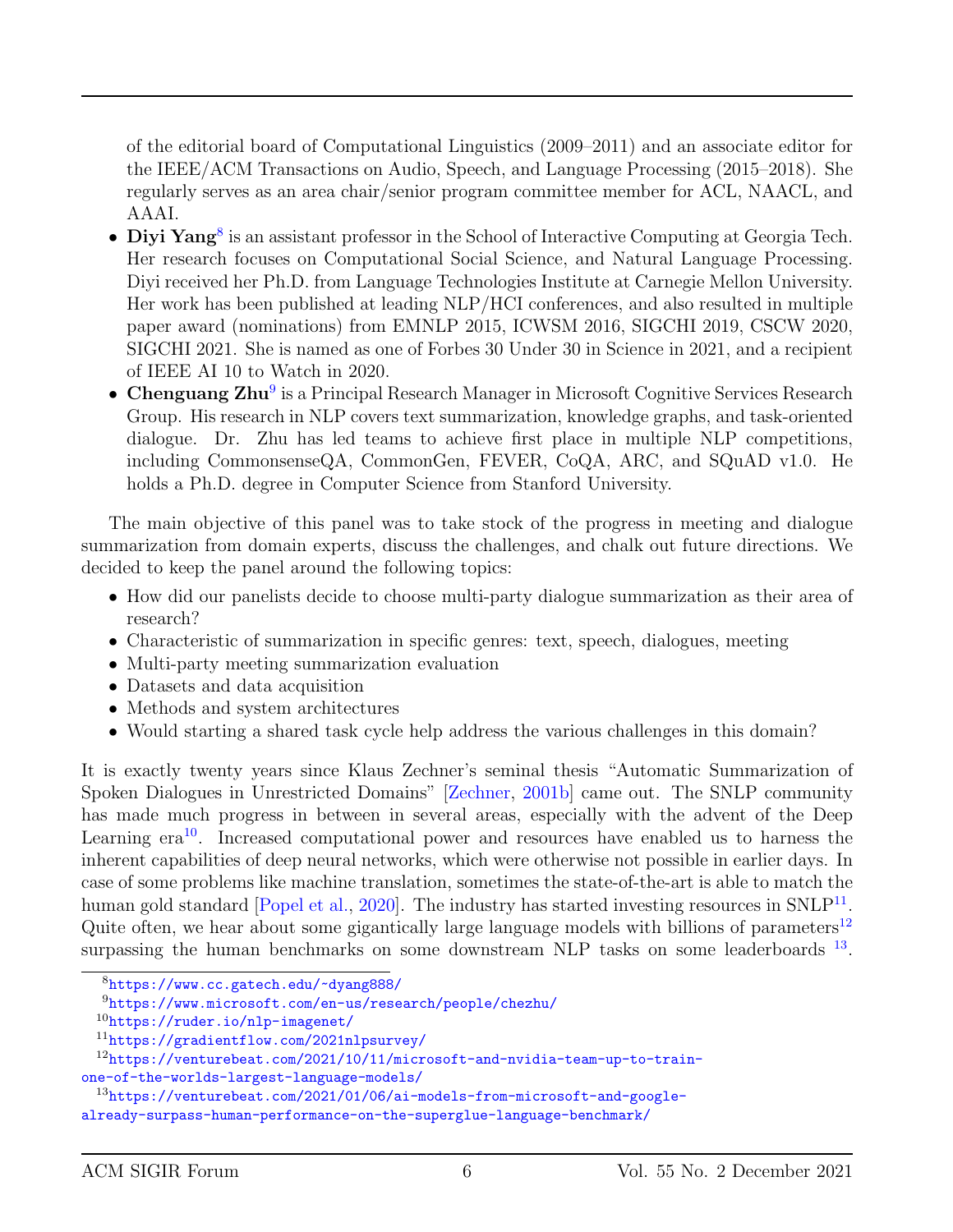of the editorial board of Computational Linguistics (2009–2011) and an associate editor for the IEEE/ACM Transactions on Audio, Speech, and Language Processing (2015–2018). She regularly serves as an area chair/senior program committee member for ACL, NAACL, and AAAI.

- **Diyi Yang**[8] is an assistant professor in the School of Interactive Computing at Georgia Tech. Her research focuses on Computational Social Science, and Natural Language Processing. Diyi received her Ph.D. from Language Technologies Institute at Carnegie Mellon University. Her work has been published at leading NLP/HCI conferences, and also resulted in multiple paper award (nominations) from EMNLP 2015, ICWSM 2016, SIGCHI 2019, CSCW 2020, SIGCHI 2021. She is named as one of Forbes 30 Under 30 in Science in 2021, and a recipient of IEEE AI 10 to Watch in 2020.
- **Chenguang Zhu**[9] is a Principal Research Manager in Microsoft Cognitive Services Research Group. His research in NLP covers text summarization, knowledge graphs, and task-oriented dialogue. Dr. Zhu has led teams to achieve first place in multiple NLP competitions, including CommonsenseQA, CommonGen, FEVER, CoQA, ARC, and SQuAD v1.0. He holds a Ph.D. degree in Computer Science from Stanford University.

The main objective of this panel was to take stock of the progress in meeting and dialogue summarization from domain experts, discuss the challenges, and chalk out future directions. We decided to keep the panel around the following topics:

- How did our panelists decide to choose multi-party dialogue summarization as their area of research?
- Characteristic of summarization in specific genres: text, speech, dialogues, meeting
- Multi-party meeting summarization evaluation
- Datasets and data acquisition
- Methods and system architectures
- Would starting a shared task cycle help address the various challenges in this domain?

It is exactly twenty years since Klaus Zechner's seminal thesis "Automatic Summarization of Spoken Dialogues in Unrestricted Domains" [Zechner, 2001b] came out. The SNLP community has made much progress in between in several areas, especially with the advent of the Deep Learning era[10]. Increased computational power and resources have enabled us to harness the inherent capabilities of deep neural networks, which were otherwise not possible in earlier days. In case of some problems like machine translation, sometimes the state-of-the-art is able to match the human gold standard [Popel et al., 2020]. The industry has started investing resources in SNLP[11]. Quite often, we hear about some gigantically large language models with billions of parameters[12] surpassing the human benchmarks on some downstream NLP tasks on some leaderboards [13].

[8] https://www.cc.gatech.edu/~dyang888/

[9] https://www.microsoft.com/en-us/research/people/chezhu/

[10] https://ruder.io/nlp-imagenet/

[11] https://gradientflow.com/2021nlpsurvey/

[12] https://venturebeat.com/2021/10/11/microsoft-and-nvidia-team-up-to-train-one-of-the-worlds-largest-language-models/

[13] https://venturebeat.com/2021/01/06/ai-models-from-microsoft-and-google-already-surpass-human-performance-on-the-superglue-language-benchmark/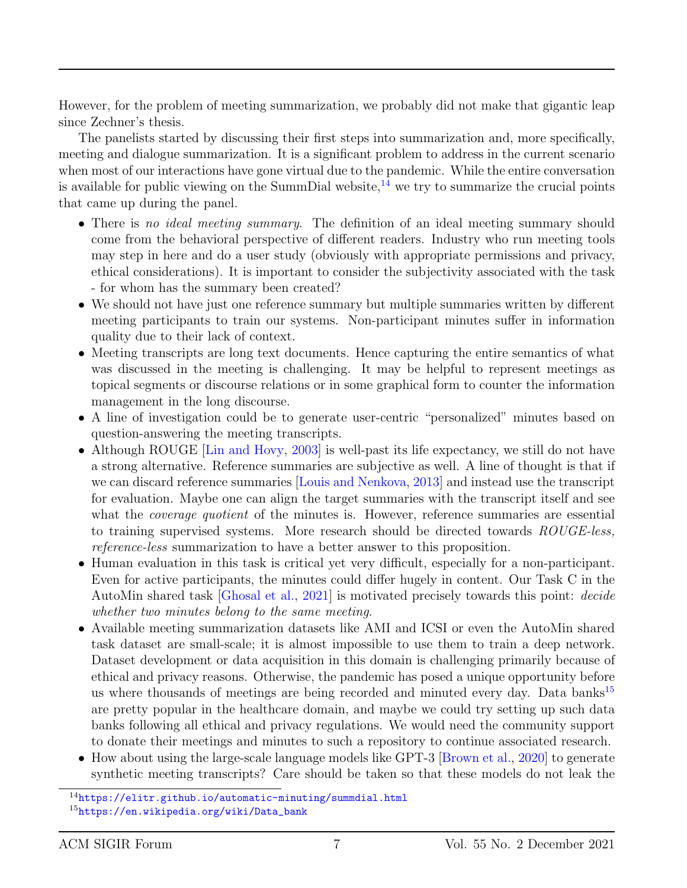However, for the problem of meeting summarization, we probably did not make that gigantic leap since Zechner's thesis.

The panelists started by discussing their first steps into summarization and, more specifically, meeting and dialogue summarization. It is a significant problem to address in the current scenario when most of our interactions have gone virtual due to the pandemic. While the entire conversation is available for public viewing on the SummDial website,[14] we try to summarize the crucial points that came up during the panel.

- There is *no ideal meeting summary*. The definition of an ideal meeting summary should come from the behavioral perspective of different readers. Industry who run meeting tools may step in here and do a user study (obviously with appropriate permissions and privacy, ethical considerations). It is important to consider the subjectivity associated with the task - for whom has the summary been created?
- We should not have just one reference summary but multiple summaries written by different meeting participants to train our systems. Non-participant minutes suffer in information quality due to their lack of context.
- Meeting transcripts are long text documents. Hence capturing the entire semantics of what was discussed in the meeting is challenging. It may be helpful to represent meetings as topical segments or discourse relations or in some graphical form to counter the information management in the long discourse.
- A line of investigation could be to generate user-centric "personalized" minutes based on question-answering the meeting transcripts.
- Although ROUGE [Lin and Hovy, 2003] is well-past its life expectancy, we still do not have a strong alternative. Reference summaries are subjective as well. A line of thought is that if we can discard reference summaries [Louis and Nenkova, 2013] and instead use the transcript for evaluation. Maybe one can align the target summaries with the transcript itself and see what the *coverage quotient* of the minutes is. However, reference summaries are essential to training supervised systems. More research should be directed towards *ROUGE-less, reference-less* summarization to have a better answer to this proposition.
- Human evaluation in this task is critical yet very difficult, especially for a non-participant. Even for active participants, the minutes could differ hugely in content. Our Task C in the AutoMin shared task [Ghosal et al., 2021] is motivated precisely towards this point: *decide whether two minutes belong to the same meeting*.
- Available meeting summarization datasets like AMI and ICSI or even the AutoMin shared task dataset are small-scale; it is almost impossible to use them to train a deep network. Dataset development or data acquisition in this domain is challenging primarily because of ethical and privacy reasons. Otherwise, the pandemic has posed a unique opportunity before us where thousands of meetings are being recorded and minuted every day. Data banks[15] are pretty popular in the healthcare domain, and maybe we could try setting up such data banks following all ethical and privacy regulations. We would need the community support to donate their meetings and minutes to such a repository to continue associated research.
- How about using the large-scale language models like GPT-3 [Brown et al., 2020] to generate synthetic meeting transcripts? Care should be taken so that these models do not leak the

[14] https://elitr.github.io/automatic-minuting/summdial.html

[15] https://en.wikipedia.org/wiki/Data_bank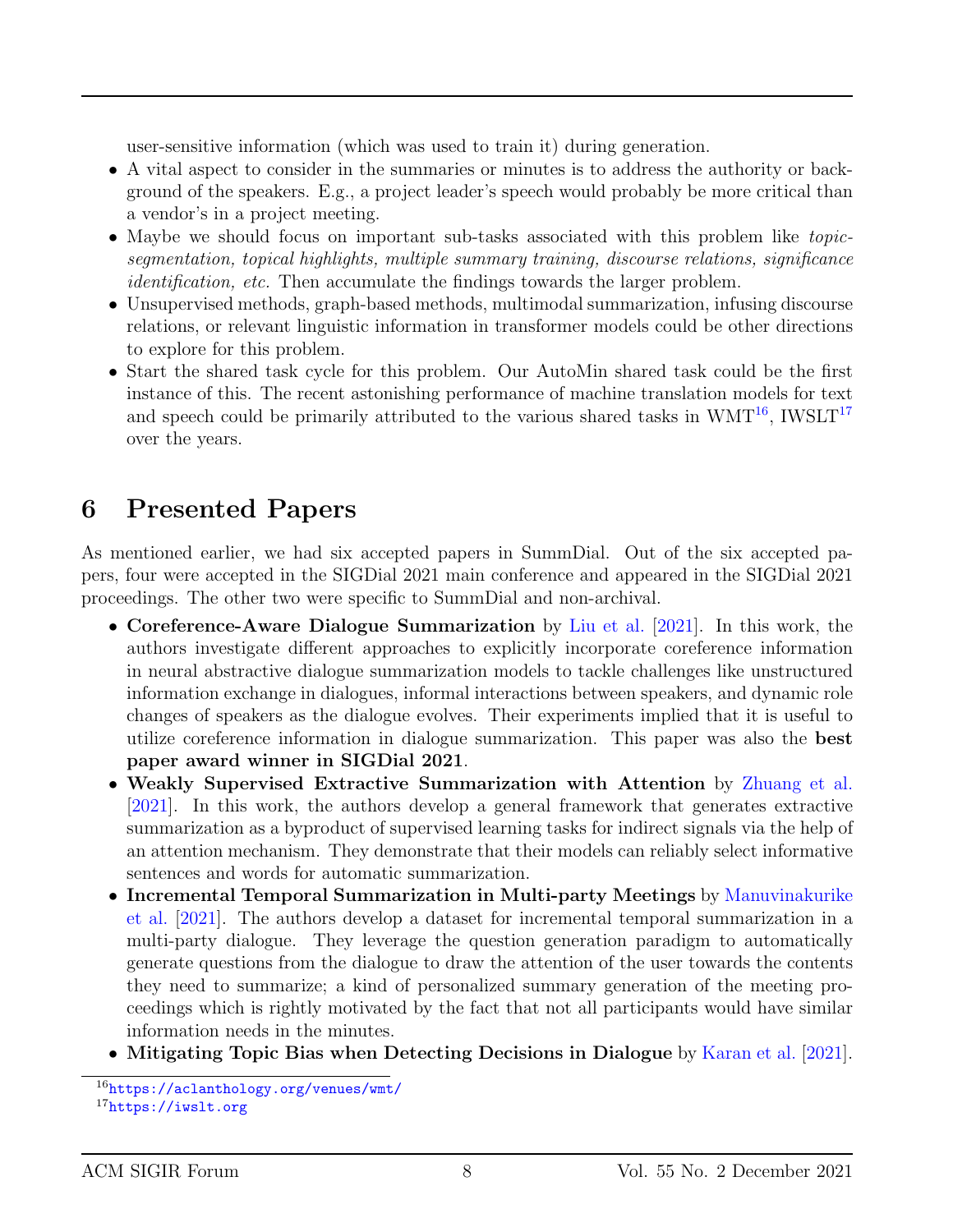user-sensitive information (which was used to train it) during generation.

- A vital aspect to consider in the summaries or minutes is to address the authority or background of the speakers. E.g., a project leader's speech would probably be more critical than a vendor's in a project meeting.
- Maybe we should focus on important sub-tasks associated with this problem like *topic-segmentation, topical highlights, multiple summary training, discourse relations, significance identification, etc.* Then accumulate the findings towards the larger problem.
- Unsupervised methods, graph-based methods, multimodal summarization, infusing discourse relations, or relevant linguistic information in transformer models could be other directions to explore for this problem.
- Start the shared task cycle for this problem. Our AutoMin shared task could be the first instance of this. The recent astonishing performance of machine translation models for text and speech could be primarily attributed to the various shared tasks in WMT[16], IWSLT[17] over the years.

# 6 Presented Papers

As mentioned earlier, we had six accepted papers in SummDial. Out of the six accepted papers, four were accepted in the SIGDial 2021 main conference and appeared in the SIGDial 2021 proceedings. The other two were specific to SummDial and non-archival.

- **Coreference-Aware Dialogue Summarization** by Liu et al. [2021]. In this work, the authors investigate different approaches to explicitly incorporate coreference information in neural abstractive dialogue summarization models to tackle challenges like unstructured information exchange in dialogues, informal interactions between speakers, and dynamic role changes of speakers as the dialogue evolves. Their experiments implied that it is useful to utilize coreference information in dialogue summarization. This paper was also the **best paper award winner in SIGDial 2021**.
- **Weakly Supervised Extractive Summarization with Attention** by Zhuang et al. [2021]. In this work, the authors develop a general framework that generates extractive summarization as a byproduct of supervised learning tasks for indirect signals via the help of an attention mechanism. They demonstrate that their models can reliably select informative sentences and words for automatic summarization.
- **Incremental Temporal Summarization in Multi-party Meetings** by Manuvinakurike et al. [2021]. The authors develop a dataset for incremental temporal summarization in a multi-party dialogue. They leverage the question generation paradigm to automatically generate questions from the dialogue to draw the attention of the user towards the contents they need to summarize; a kind of personalized summary generation of the meeting proceedings which is rightly motivated by the fact that not all participants would have similar information needs in the minutes.
- **Mitigating Topic Bias when Detecting Decisions in Dialogue** by Karan et al. [2021].

[16] https://aclanthology.org/venues/wmt/

[17] https://iwslt.org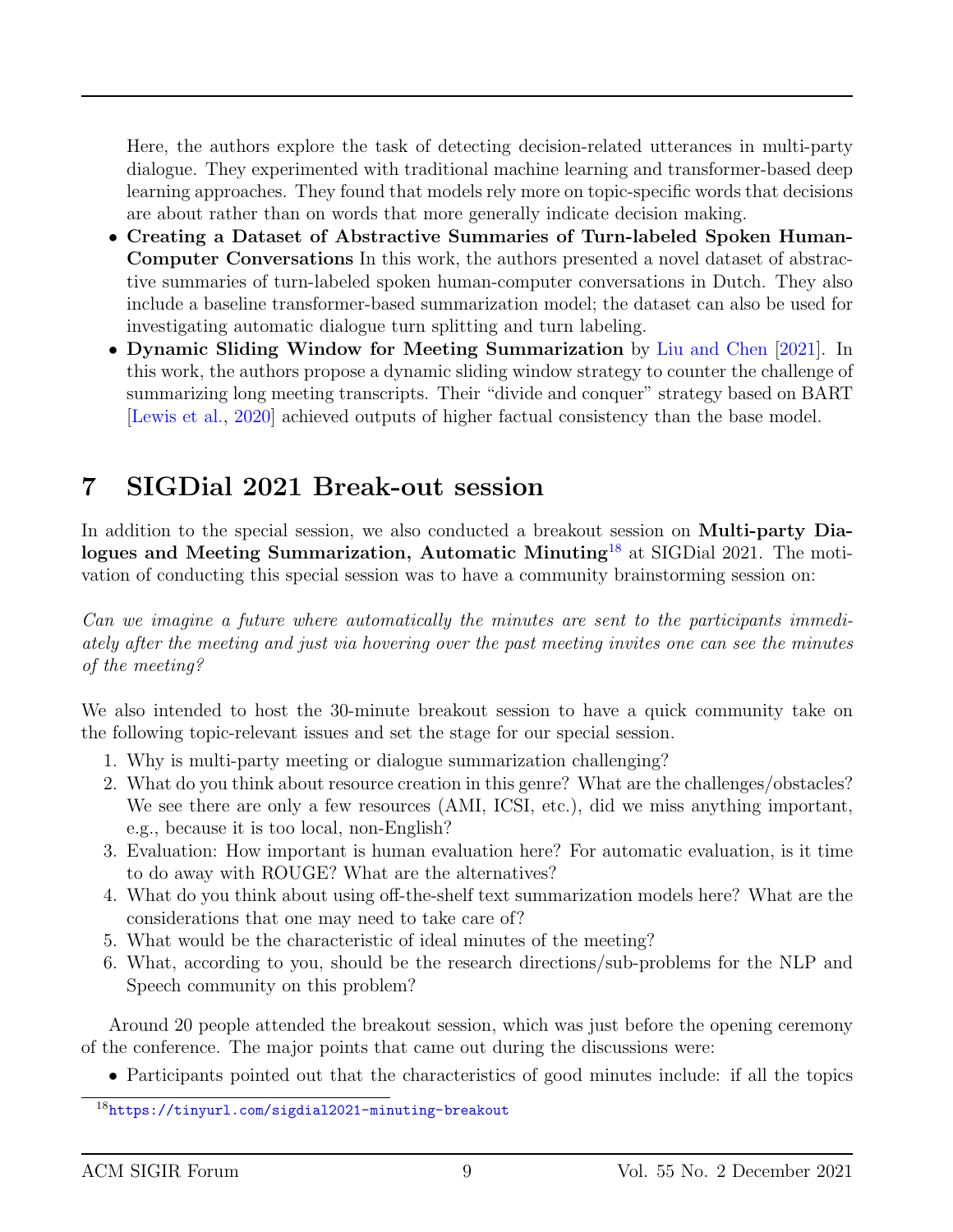Here, the authors explore the task of detecting decision-related utterances in multi-party dialogue. They experimented with traditional machine learning and transformer-based deep learning approaches. They found that models rely more on topic-specific words that decisions are about rather than on words that more generally indicate decision making.

- **Creating a Dataset of Abstractive Summaries of Turn-labeled Spoken Human-Computer Conversations** In this work, the authors presented a novel dataset of abstractive summaries of turn-labeled spoken human-computer conversations in Dutch. They also include a baseline transformer-based summarization model; the dataset can also be used for investigating automatic dialogue turn splitting and turn labeling.
- **Dynamic Sliding Window for Meeting Summarization** by Liu and Chen [2021]. In this work, the authors propose a dynamic sliding window strategy to counter the challenge of summarizing long meeting transcripts. Their "divide and conquer" strategy based on BART [Lewis et al., 2020] achieved outputs of higher factual consistency than the base model.

# 7 SIGDial 2021 Break-out session

In addition to the special session, we also conducted a breakout session on **Multi-party Dialogues and Meeting Summarization, Automatic Minuting**[18] at SIGDial 2021. The motivation of conducting this special session was to have a community brainstorming session on:

*Can we imagine a future where automatically the minutes are sent to the participants immediately after the meeting and just via hovering over the past meeting invites one can see the minutes of the meeting?*

We also intended to host the 30-minute breakout session to have a quick community take on the following topic-relevant issues and set the stage for our special session.

1. Why is multi-party meeting or dialogue summarization challenging?
2. What do you think about resource creation in this genre? What are the challenges/obstacles? We see there are only a few resources (AMI, ICSI, etc.), did we miss anything important, e.g., because it is too local, non-English?
3. Evaluation: How important is human evaluation here? For automatic evaluation, is it time to do away with ROUGE? What are the alternatives?
4. What do you think about using off-the-shelf text summarization models here? What are the considerations that one may need to take care of?
5. What would be the characteristic of ideal minutes of the meeting?
6. What, according to you, should be the research directions/sub-problems for the NLP and Speech community on this problem?

Around 20 people attended the breakout session, which was just before the opening ceremony of the conference. The major points that came out during the discussions were:

- Participants pointed out that the characteristics of good minutes include: if all the topics

[18] https://tinyurl.com/sigdial2021-minuting-breakout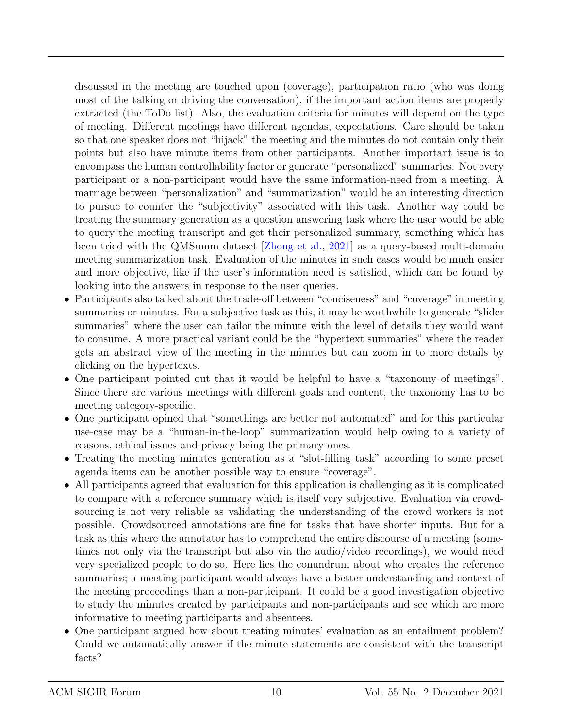discussed in the meeting are touched upon (coverage), participation ratio (who was doing most of the talking or driving the conversation), if the important action items are properly extracted (the ToDo list). Also, the evaluation criteria for minutes will depend on the type of meeting. Different meetings have different agendas, expectations. Care should be taken so that one speaker does not "hijack" the meeting and the minutes do not contain only their points but also have minute items from other participants. Another important issue is to encompass the human controllability factor or generate "personalized" summaries. Not every participant or a non-participant would have the same information-need from a meeting. A marriage between "personalization" and "summarization" would be an interesting direction to pursue to counter the "subjectivity" associated with this task. Another way could be treating the summary generation as a question answering task where the user would be able to query the meeting transcript and get their personalized summary, something which has been tried with the QMSumm dataset [Zhong et al., 2021] as a query-based multi-domain meeting summarization task. Evaluation of the minutes in such cases would be much easier and more objective, like if the user's information need is satisfied, which can be found by looking into the answers in response to the user queries.

- Participants also talked about the trade-off between "conciseness" and "coverage" in meeting summaries or minutes. For a subjective task as this, it may be worthwhile to generate "slider summaries" where the user can tailor the minute with the level of details they would want to consume. A more practical variant could be the "hypertext summaries" where the reader gets an abstract view of the meeting in the minutes but can zoom in to more details by clicking on the hypertexts.
- One participant pointed out that it would be helpful to have a "taxonomy of meetings". Since there are various meetings with different goals and content, the taxonomy has to be meeting category-specific.
- One participant opined that "somethings are better not automated" and for this particular use-case may be a "human-in-the-loop" summarization would help owing to a variety of reasons, ethical issues and privacy being the primary ones.
- Treating the meeting minutes generation as a "slot-filling task" according to some preset agenda items can be another possible way to ensure "coverage".
- All participants agreed that evaluation for this application is challenging as it is complicated to compare with a reference summary which is itself very subjective. Evaluation via crowd-sourcing is not very reliable as validating the understanding of the crowd workers is not possible. Crowdsourced annotations are fine for tasks that have shorter inputs. But for a task as this where the annotator has to comprehend the entire discourse of a meeting (sometimes not only via the transcript but also via the audio/video recordings), we would need very specialized people to do so. Here lies the conundrum about who creates the reference summaries; a meeting participant would always have a better understanding and context of the meeting proceedings than a non-participant. It could be a good investigation objective to study the minutes created by participants and non-participants and see which are more informative to meeting participants and absentees.
- One participant argued how about treating minutes' evaluation as an entailment problem? Could we automatically answer if the minute statements are consistent with the transcript facts?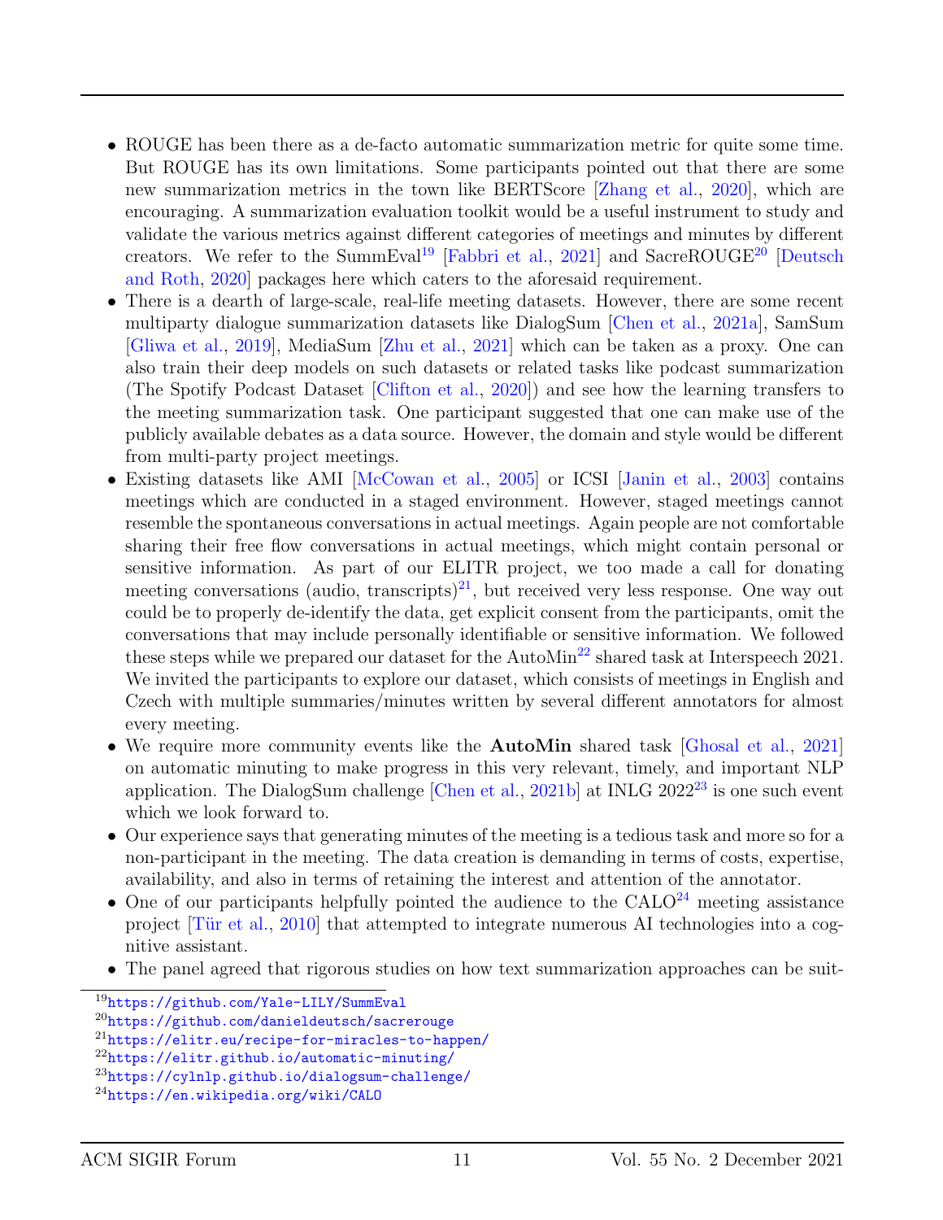- ROUGE has been there as a de-facto automatic summarization metric for quite some time. But ROUGE has its own limitations. Some participants pointed out that there are some new summarization metrics in the town like BERTScore [Zhang et al., 2020], which are encouraging. A summarization evaluation toolkit would be a useful instrument to study and validate the various metrics against different categories of meetings and minutes by different creators. We refer to the SummEval[19] [Fabbri et al., 2021] and SacreROUGE[20] [Deutsch and Roth, 2020] packages here which caters to the aforesaid requirement.
- There is a dearth of large-scale, real-life meeting datasets. However, there are some recent multiparty dialogue summarization datasets like DialogSum [Chen et al., 2021a], SamSum [Gliwa et al., 2019], MediaSum [Zhu et al., 2021] which can be taken as a proxy. One can also train their deep models on such datasets or related tasks like podcast summarization (The Spotify Podcast Dataset [Clifton et al., 2020]) and see how the learning transfers to the meeting summarization task. One participant suggested that one can make use of the publicly available debates as a data source. However, the domain and style would be different from multi-party project meetings.
- Existing datasets like AMI [McCowan et al., 2005] or ICSI [Janin et al., 2003] contains meetings which are conducted in a staged environment. However, staged meetings cannot resemble the spontaneous conversations in actual meetings. Again people are not comfortable sharing their free flow conversations in actual meetings, which might contain personal or sensitive information. As part of our ELITR project, we too made a call for donating meeting conversations (audio, transcripts)[21], but received very less response. One way out could be to properly de-identify the data, get explicit consent from the participants, omit the conversations that may include personally identifiable or sensitive information. We followed these steps while we prepared our dataset for the AutoMin[22] shared task at Interspeech 2021. We invited the participants to explore our dataset, which consists of meetings in English and Czech with multiple summaries/minutes written by several different annotators for almost every meeting.
- We require more community events like the **AutoMin** shared task [Ghosal et al., 2021] on automatic minuting to make progress in this very relevant, timely, and important NLP application. The DialogSum challenge [Chen et al., 2021b] at INLG 2022[23] is one such event which we look forward to.
- Our experience says that generating minutes of the meeting is a tedious task and more so for a non-participant in the meeting. The data creation is demanding in terms of costs, expertise, availability, and also in terms of retaining the interest and attention of the annotator.
- One of our participants helpfully pointed the audience to the CALO[24] meeting assistance project [Tür et al., 2010] that attempted to integrate numerous AI technologies into a cognitive assistant.
- The panel agreed that rigorous studies on how text summarization approaches can be suit-

[19] https://github.com/Yale-LILY/SummEval
[20] https://github.com/danieldeutsch/sacrerouge
[21] https://elitr.eu/recipe-for-miracles-to-happen/
[22] https://elitr.github.io/automatic-minuting/
[23] https://cylnlp.github.io/dialogsum-challenge/
[24] https://en.wikipedia.org/wiki/CALO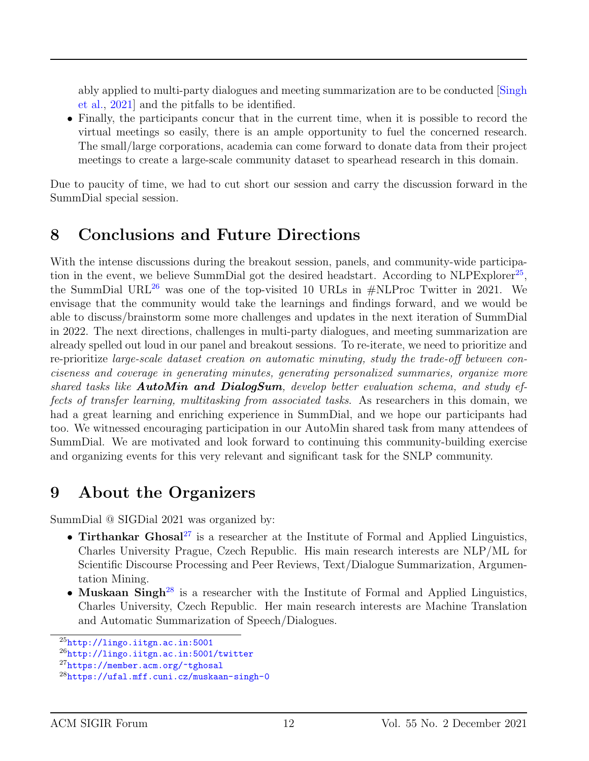ably applied to multi-party dialogues and meeting summarization are to be conducted [Singh et al., 2021] and the pitfalls to be identified.

- Finally, the participants concur that in the current time, when it is possible to record the virtual meetings so easily, there is an ample opportunity to fuel the concerned research. The small/large corporations, academia can come forward to donate data from their project meetings to create a large-scale community dataset to spearhead research in this domain.

Due to paucity of time, we had to cut short our session and carry the discussion forward in the SummDial special session.

# 8 Conclusions and Future Directions

With the intense discussions during the breakout session, panels, and community-wide participation in the event, we believe SummDial got the desired headstart. According to NLPExplorer[25], the SummDial URL[26] was one of the top-visited 10 URLs in #NLProc Twitter in 2021. We envisage that the community would take the learnings and findings forward, and we would be able to discuss/brainstorm some more challenges and updates in the next iteration of SummDial in 2022. The next directions, challenges in multi-party dialogues, and meeting summarization are already spelled out loud in our panel and breakout sessions. To re-iterate, we need to prioritize and re-prioritize *large-scale dataset creation on automatic minuting, study the trade-off between conciseness and coverage in generating minutes, generating personalized summaries, organize more shared tasks like* ***AutoMin and DialogSum****, develop better evaluation schema, and study effects of transfer learning, multitasking from associated tasks*. As researchers in this domain, we had a great learning and enriching experience in SummDial, and we hope our participants had too. We witnessed encouraging participation in our AutoMin shared task from many attendees of SummDial. We are motivated and look forward to continuing this community-building exercise and organizing events for this very relevant and significant task for the SNLP community.

# 9 About the Organizers

SummDial @ SIGDial 2021 was organized by:

- **Tirthankar Ghosal**[27] is a researcher at the Institute of Formal and Applied Linguistics, Charles University Prague, Czech Republic. His main research interests are NLP/ML for Scientific Discourse Processing and Peer Reviews, Text/Dialogue Summarization, Argumentation Mining.
- **Muskaan Singh**[28] is a researcher with the Institute of Formal and Applied Linguistics, Charles University, Czech Republic. Her main research interests are Machine Translation and Automatic Summarization of Speech/Dialogues.

---

[25] http://lingo.iitgn.ac.in:5001

[26] http://lingo.iitgn.ac.in:5001/twitter

[27] https://member.acm.org/~tghosal

[28] https://ufal.mff.cuni.cz/muskaan-singh-0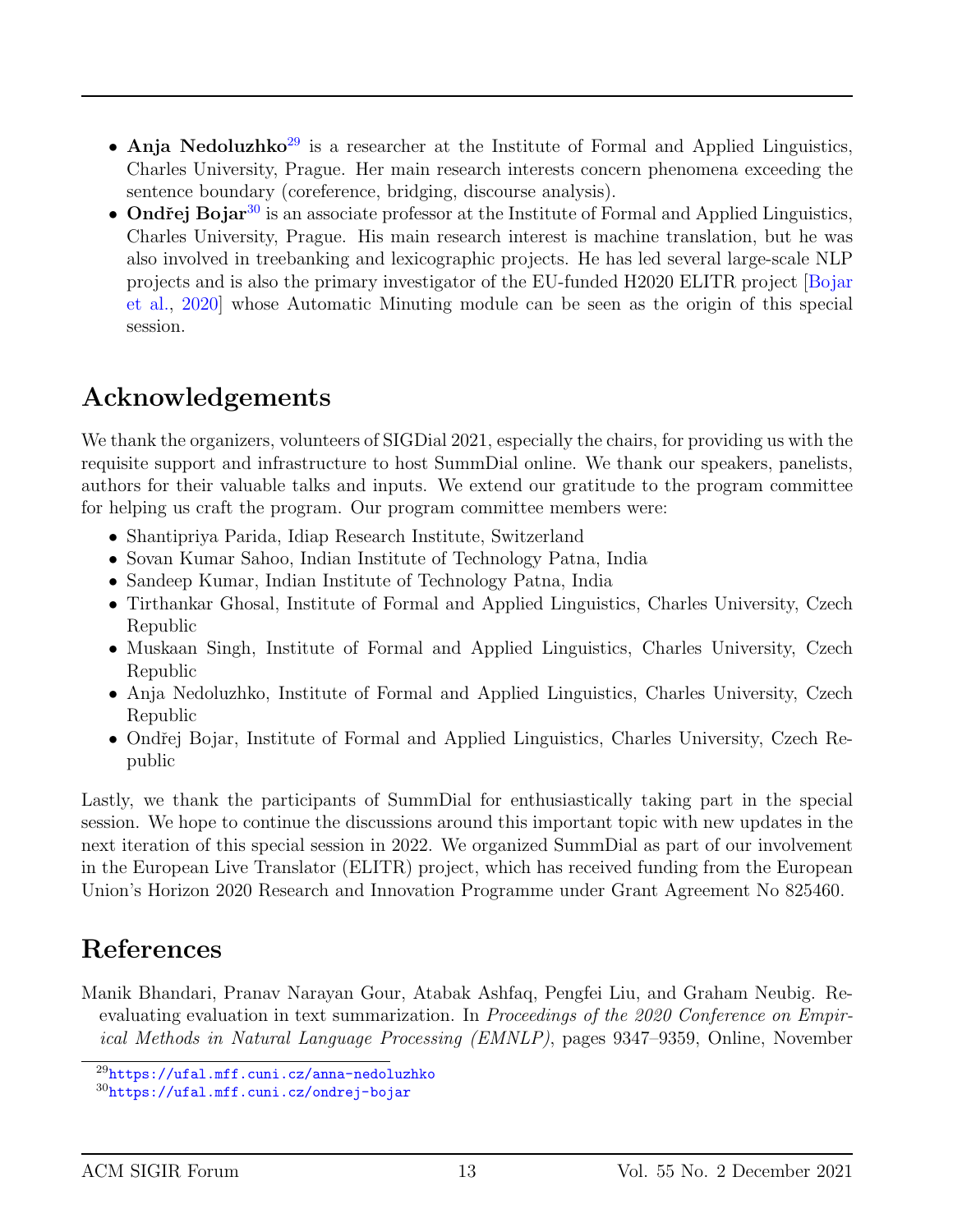- **Anja Nedoluzhko**[29] is a researcher at the Institute of Formal and Applied Linguistics, Charles University, Prague. Her main research interests concern phenomena exceeding the sentence boundary (coreference, bridging, discourse analysis).
- **Ondřej Bojar**[30] is an associate professor at the Institute of Formal and Applied Linguistics, Charles University, Prague. His main research interest is machine translation, but he was also involved in treebanking and lexicographic projects. He has led several large-scale NLP projects and is also the primary investigator of the EU-funded H2020 ELITR project [Bojar et al., 2020] whose Automatic Minuting module can be seen as the origin of this special session.

# Acknowledgements

We thank the organizers, volunteers of SIGDial 2021, especially the chairs, for providing us with the requisite support and infrastructure to host SummDial online. We thank our speakers, panelists, authors for their valuable talks and inputs. We extend our gratitude to the program committee for helping us craft the program. Our program committee members were:

- Shantipriya Parida, Idiap Research Institute, Switzerland
- Sovan Kumar Sahoo, Indian Institute of Technology Patna, India
- Sandeep Kumar, Indian Institute of Technology Patna, India
- Tirthankar Ghosal, Institute of Formal and Applied Linguistics, Charles University, Czech Republic
- Muskaan Singh, Institute of Formal and Applied Linguistics, Charles University, Czech Republic
- Anja Nedoluzhko, Institute of Formal and Applied Linguistics, Charles University, Czech Republic
- Ondřej Bojar, Institute of Formal and Applied Linguistics, Charles University, Czech Republic

Lastly, we thank the participants of SummDial for enthusiastically taking part in the special session. We hope to continue the discussions around this important topic with new updates in the next iteration of this special session in 2022. We organized SummDial as part of our involvement in the European Live Translator (ELITR) project, which has received funding from the European Union's Horizon 2020 Research and Innovation Programme under Grant Agreement No 825460.

# References

Manik Bhandari, Pranav Narayan Gour, Atabak Ashfaq, Pengfei Liu, and Graham Neubig. Re-evaluating evaluation in text summarization. In *Proceedings of the 2020 Conference on Empirical Methods in Natural Language Processing (EMNLP)*, pages 9347–9359, Online, November

[29] https://ufal.mff.cuni.cz/anna-nedoluzhko

[30] https://ufal.mff.cuni.cz/ondrej-bojar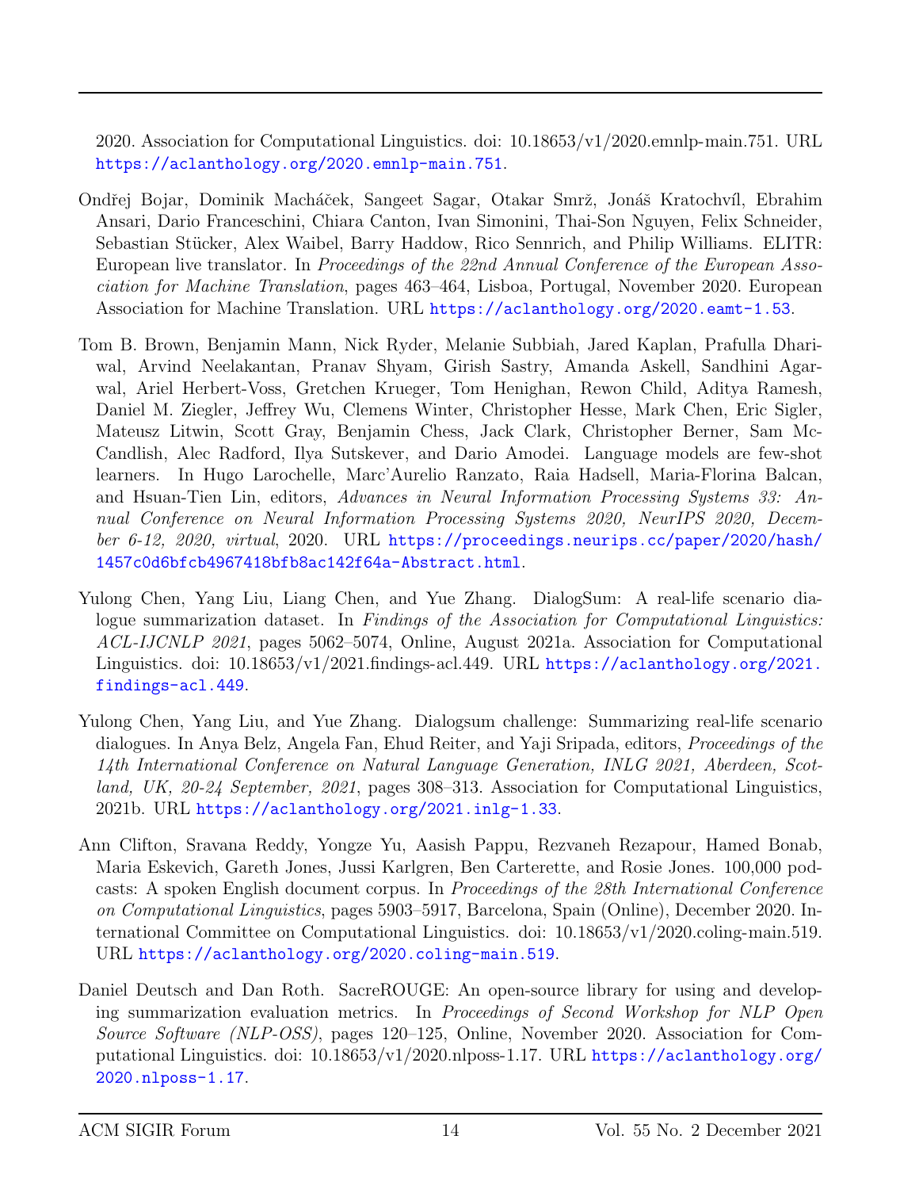2020. Association for Computational Linguistics. doi: 10.18653/v1/2020.emnlp-main.751. URL https://aclanthology.org/2020.emnlp-main.751.

Ondřej Bojar, Dominik Macháček, Sangeet Sagar, Otakar Smrž, Jonáš Kratochvíl, Ebrahim Ansari, Dario Franceschini, Chiara Canton, Ivan Simonini, Thai-Son Nguyen, Felix Schneider, Sebastian Stücker, Alex Waibel, Barry Haddow, Rico Sennrich, and Philip Williams. ELITR: European live translator. In *Proceedings of the 22nd Annual Conference of the European Association for Machine Translation*, pages 463–464, Lisboa, Portugal, November 2020. European Association for Machine Translation. URL https://aclanthology.org/2020.eamt-1.53.

Tom B. Brown, Benjamin Mann, Nick Ryder, Melanie Subbiah, Jared Kaplan, Prafulla Dhariwal, Arvind Neelakantan, Pranav Shyam, Girish Sastry, Amanda Askell, Sandhini Agarwal, Ariel Herbert-Voss, Gretchen Krueger, Tom Henighan, Rewon Child, Aditya Ramesh, Daniel M. Ziegler, Jeffrey Wu, Clemens Winter, Christopher Hesse, Mark Chen, Eric Sigler, Mateusz Litwin, Scott Gray, Benjamin Chess, Jack Clark, Christopher Berner, Sam McCandlish, Alec Radford, Ilya Sutskever, and Dario Amodei. Language models are few-shot learners. In Hugo Larochelle, Marc'Aurelio Ranzato, Raia Hadsell, Maria-Florina Balcan, and Hsuan-Tien Lin, editors, *Advances in Neural Information Processing Systems 33: Annual Conference on Neural Information Processing Systems 2020, NeurIPS 2020, December 6-12, 2020, virtual*, 2020. URL https://proceedings.neurips.cc/paper/2020/hash/1457c0d6bfcb4967418bfb8ac142f64a-Abstract.html.

Yulong Chen, Yang Liu, Liang Chen, and Yue Zhang. DialogSum: A real-life scenario dialogue summarization dataset. In *Findings of the Association for Computational Linguistics: ACL-IJCNLP 2021*, pages 5062–5074, Online, August 2021a. Association for Computational Linguistics. doi: 10.18653/v1/2021.findings-acl.449. URL https://aclanthology.org/2021.findings-acl.449.

Yulong Chen, Yang Liu, and Yue Zhang. Dialogsum challenge: Summarizing real-life scenario dialogues. In Anya Belz, Angela Fan, Ehud Reiter, and Yaji Sripada, editors, *Proceedings of the 14th International Conference on Natural Language Generation, INLG 2021, Aberdeen, Scotland, UK, 20-24 September, 2021*, pages 308–313. Association for Computational Linguistics, 2021b. URL https://aclanthology.org/2021.inlg-1.33.

Ann Clifton, Sravana Reddy, Yongze Yu, Aasish Pappu, Rezvaneh Rezapour, Hamed Bonab, Maria Eskevich, Gareth Jones, Jussi Karlgren, Ben Carterette, and Rosie Jones. 100,000 podcasts: A spoken English document corpus. In *Proceedings of the 28th International Conference on Computational Linguistics*, pages 5903–5917, Barcelona, Spain (Online), December 2020. International Committee on Computational Linguistics. doi: 10.18653/v1/2020.coling-main.519. URL https://aclanthology.org/2020.coling-main.519.

Daniel Deutsch and Dan Roth. SacreROUGE: An open-source library for using and developing summarization evaluation metrics. In *Proceedings of Second Workshop for NLP Open Source Software (NLP-OSS)*, pages 120–125, Online, November 2020. Association for Computational Linguistics. doi: 10.18653/v1/2020.nlposs-1.17. URL https://aclanthology.org/2020.nlposs-1.17.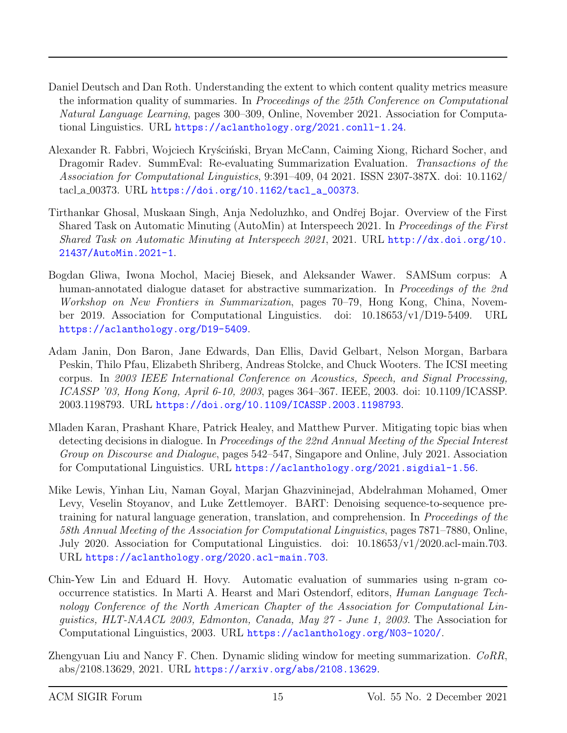Daniel Deutsch and Dan Roth. Understanding the extent to which content quality metrics measure the information quality of summaries. In *Proceedings of the 25th Conference on Computational Natural Language Learning*, pages 300–309, Online, November 2021. Association for Computational Linguistics. URL https://aclanthology.org/2021.conll-1.24.

Alexander R. Fabbri, Wojciech Kryściński, Bryan McCann, Caiming Xiong, Richard Socher, and Dragomir Radev. SummEval: Re-evaluating Summarization Evaluation. *Transactions of the Association for Computational Linguistics*, 9:391–409, 04 2021. ISSN 2307-387X. doi: 10.1162/tacl_a_00373. URL https://doi.org/10.1162/tacl_a_00373.

Tirthankar Ghosal, Muskaan Singh, Anja Nedoluzhko, and Ondřej Bojar. Overview of the First Shared Task on Automatic Minuting (AutoMin) at Interspeech 2021. In *Proceedings of the First Shared Task on Automatic Minuting at Interspeech 2021*, 2021. URL http://dx.doi.org/10.21437/AutoMin.2021-1.

Bogdan Gliwa, Iwona Mochol, Maciej Biesek, and Aleksander Wawer. SAMSum corpus: A human-annotated dialogue dataset for abstractive summarization. In *Proceedings of the 2nd Workshop on New Frontiers in Summarization*, pages 70–79, Hong Kong, China, November 2019. Association for Computational Linguistics. doi: 10.18653/v1/D19-5409. URL https://aclanthology.org/D19-5409.

Adam Janin, Don Baron, Jane Edwards, Dan Ellis, David Gelbart, Nelson Morgan, Barbara Peskin, Thilo Pfau, Elizabeth Shriberg, Andreas Stolcke, and Chuck Wooters. The ICSI meeting corpus. In *2003 IEEE International Conference on Acoustics, Speech, and Signal Processing, ICASSP '03, Hong Kong, April 6-10, 2003*, pages 364–367. IEEE, 2003. doi: 10.1109/ICASSP.2003.1198793. URL https://doi.org/10.1109/ICASSP.2003.1198793.

Mladen Karan, Prashant Khare, Patrick Healey, and Matthew Purver. Mitigating topic bias when detecting decisions in dialogue. In *Proceedings of the 22nd Annual Meeting of the Special Interest Group on Discourse and Dialogue*, pages 542–547, Singapore and Online, July 2021. Association for Computational Linguistics. URL https://aclanthology.org/2021.sigdial-1.56.

Mike Lewis, Yinhan Liu, Naman Goyal, Marjan Ghazvininejad, Abdelrahman Mohamed, Omer Levy, Veselin Stoyanov, and Luke Zettlemoyer. BART: Denoising sequence-to-sequence pre-training for natural language generation, translation, and comprehension. In *Proceedings of the 58th Annual Meeting of the Association for Computational Linguistics*, pages 7871–7880, Online, July 2020. Association for Computational Linguistics. doi: 10.18653/v1/2020.acl-main.703. URL https://aclanthology.org/2020.acl-main.703.

Chin-Yew Lin and Eduard H. Hovy. Automatic evaluation of summaries using n-gram co-occurrence statistics. In Marti A. Hearst and Mari Ostendorf, editors, *Human Language Technology Conference of the North American Chapter of the Association for Computational Linguistics, HLT-NAACL 2003, Edmonton, Canada, May 27 - June 1, 2003*. The Association for Computational Linguistics, 2003. URL https://aclanthology.org/N03-1020/.

Zhengyuan Liu and Nancy F. Chen. Dynamic sliding window for meeting summarization. *CoRR*, abs/2108.13629, 2021. URL https://arxiv.org/abs/2108.13629.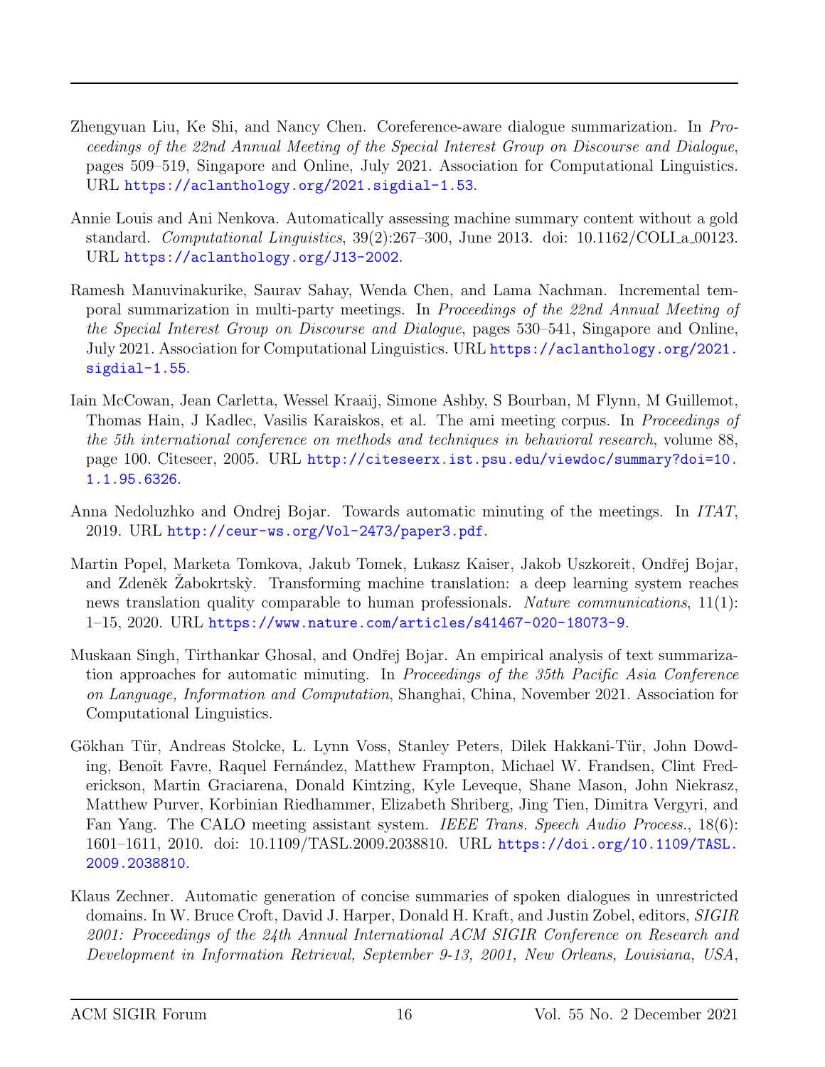Zhengyuan Liu, Ke Shi, and Nancy Chen. Coreference-aware dialogue summarization. In *Proceedings of the 22nd Annual Meeting of the Special Interest Group on Discourse and Dialogue*, pages 509–519, Singapore and Online, July 2021. Association for Computational Linguistics. URL https://aclanthology.org/2021.sigdial-1.53.

Annie Louis and Ani Nenkova. Automatically assessing machine summary content without a gold standard. *Computational Linguistics*, 39(2):267–300, June 2013. doi: 10.1162/COLI_a_00123. URL https://aclanthology.org/J13-2002.

Ramesh Manuvinakurike, Saurav Sahay, Wenda Chen, and Lama Nachman. Incremental temporal summarization in multi-party meetings. In *Proceedings of the 22nd Annual Meeting of the Special Interest Group on Discourse and Dialogue*, pages 530–541, Singapore and Online, July 2021. Association for Computational Linguistics. URL https://aclanthology.org/2021.sigdial-1.55.

Iain McCowan, Jean Carletta, Wessel Kraaij, Simone Ashby, S Bourban, M Flynn, M Guillemot, Thomas Hain, J Kadlec, Vasilis Karaiskos, et al. The ami meeting corpus. In *Proceedings of the 5th international conference on methods and techniques in behavioral research*, volume 88, page 100. Citeseer, 2005. URL http://citeseerx.ist.psu.edu/viewdoc/summary?doi=10.1.1.95.6326.

Anna Nedoluzhko and Ondrej Bojar. Towards automatic minuting of the meetings. In *ITAT*, 2019. URL http://ceur-ws.org/Vol-2473/paper3.pdf.

Martin Popel, Marketa Tomkova, Jakub Tomek, Łukasz Kaiser, Jakob Uszkoreit, Ondřej Bojar, and Zdeněk Žabokrtskỳ. Transforming machine translation: a deep learning system reaches news translation quality comparable to human professionals. *Nature communications*, 11(1): 1–15, 2020. URL https://www.nature.com/articles/s41467-020-18073-9.

Muskaan Singh, Tirthankar Ghosal, and Ondřej Bojar. An empirical analysis of text summarization approaches for automatic minuting. In *Proceedings of the 35th Pacific Asia Conference on Language, Information and Computation*, Shanghai, China, November 2021. Association for Computational Linguistics.

Gökhan Tür, Andreas Stolcke, L. Lynn Voss, Stanley Peters, Dilek Hakkani-Tür, John Dowding, Benoît Favre, Raquel Fernández, Matthew Frampton, Michael W. Frandsen, Clint Frederickson, Martin Graciarena, Donald Kintzing, Kyle Leveque, Shane Mason, John Niekrasz, Matthew Purver, Korbinian Riedhammer, Elizabeth Shriberg, Jing Tien, Dimitra Vergyri, and Fan Yang. The CALO meeting assistant system. *IEEE Trans. Speech Audio Process.*, 18(6): 1601–1611, 2010. doi: 10.1109/TASL.2009.2038810. URL https://doi.org/10.1109/TASL.2009.2038810.

Klaus Zechner. Automatic generation of concise summaries of spoken dialogues in unrestricted domains. In W. Bruce Croft, David J. Harper, Donald H. Kraft, and Justin Zobel, editors, *SIGIR 2001: Proceedings of the 24th Annual International ACM SIGIR Conference on Research and Development in Information Retrieval, September 9-13, 2001, New Orleans, Louisiana, USA*,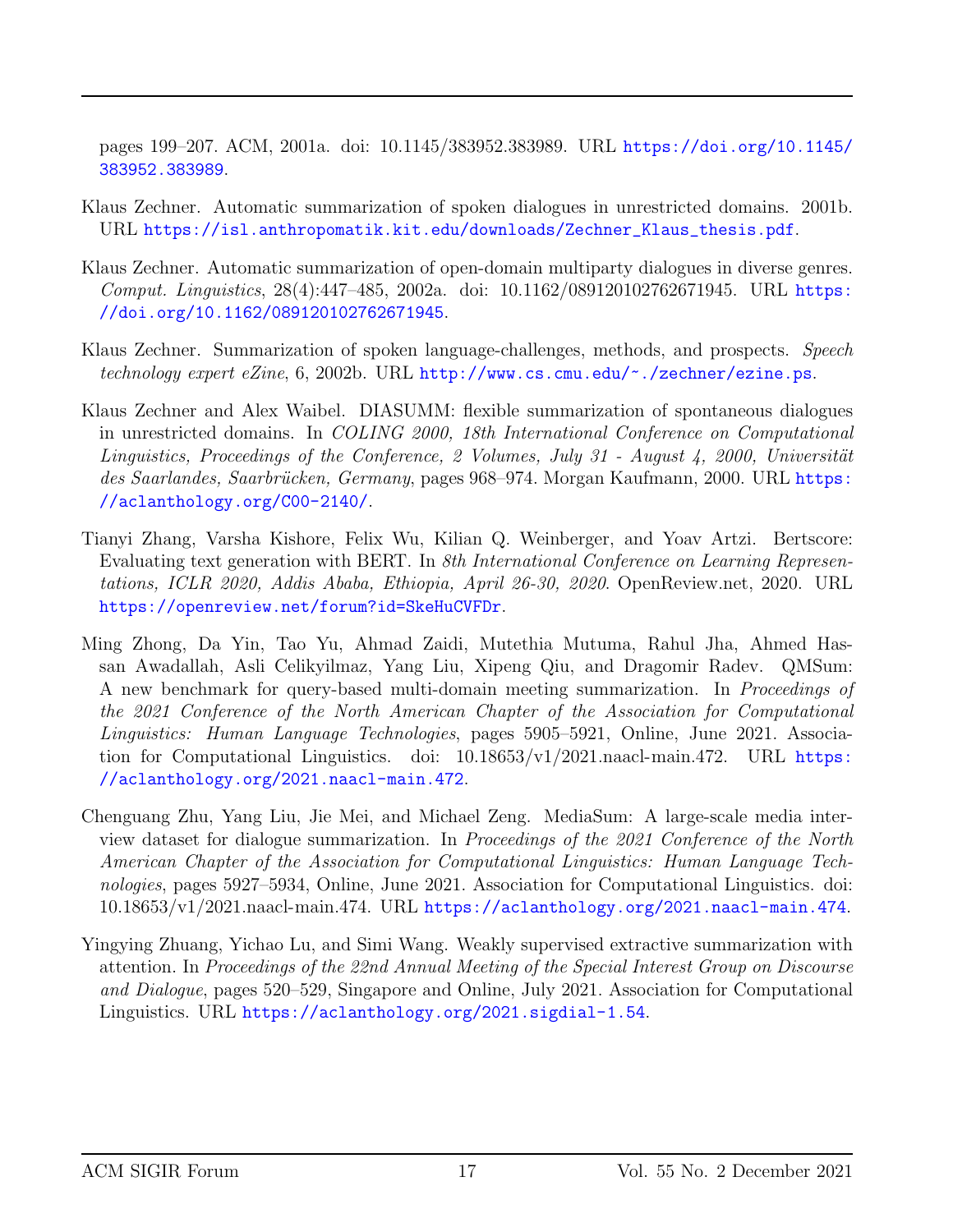pages 199–207. ACM, 2001a. doi: 10.1145/383952.383989. URL https://doi.org/10.1145/383952.383989.

Klaus Zechner. Automatic summarization of spoken dialogues in unrestricted domains. 2001b. URL https://isl.anthropomatik.kit.edu/downloads/Zechner_Klaus_thesis.pdf.

Klaus Zechner. Automatic summarization of open-domain multiparty dialogues in diverse genres. *Comput. Linguistics*, 28(4):447–485, 2002a. doi: 10.1162/089120102762671945. URL https://doi.org/10.1162/089120102762671945.

Klaus Zechner. Summarization of spoken language-challenges, methods, and prospects. *Speech technology expert eZine*, 6, 2002b. URL http://www.cs.cmu.edu/~./zechner/ezine.ps.

Klaus Zechner and Alex Waibel. DIASUMM: flexible summarization of spontaneous dialogues in unrestricted domains. In *COLING 2000, 18th International Conference on Computational Linguistics, Proceedings of the Conference, 2 Volumes, July 31 - August 4, 2000, Universität des Saarlandes, Saarbrücken, Germany*, pages 968–974. Morgan Kaufmann, 2000. URL https://aclanthology.org/C00-2140/.

Tianyi Zhang, Varsha Kishore, Felix Wu, Kilian Q. Weinberger, and Yoav Artzi. Bertscore: Evaluating text generation with BERT. In *8th International Conference on Learning Representations, ICLR 2020, Addis Ababa, Ethiopia, April 26-30, 2020*. OpenReview.net, 2020. URL https://openreview.net/forum?id=SkeHuCVFDr.

Ming Zhong, Da Yin, Tao Yu, Ahmad Zaidi, Mutethia Mutuma, Rahul Jha, Ahmed Hassan Awadallah, Asli Celikyilmaz, Yang Liu, Xipeng Qiu, and Dragomir Radev. QMSum: A new benchmark for query-based multi-domain meeting summarization. In *Proceedings of the 2021 Conference of the North American Chapter of the Association for Computational Linguistics: Human Language Technologies*, pages 5905–5921, Online, June 2021. Association for Computational Linguistics. doi: 10.18653/v1/2021.naacl-main.472. URL https://aclanthology.org/2021.naacl-main.472.

Chenguang Zhu, Yang Liu, Jie Mei, and Michael Zeng. MediaSum: A large-scale media interview dataset for dialogue summarization. In *Proceedings of the 2021 Conference of the North American Chapter of the Association for Computational Linguistics: Human Language Technologies*, pages 5927–5934, Online, June 2021. Association for Computational Linguistics. doi: 10.18653/v1/2021.naacl-main.474. URL https://aclanthology.org/2021.naacl-main.474.

Yingying Zhuang, Yichao Lu, and Simi Wang. Weakly supervised extractive summarization with attention. In *Proceedings of the 22nd Annual Meeting of the Special Interest Group on Discourse and Dialogue*, pages 520–529, Singapore and Online, July 2021. Association for Computational Linguistics. URL https://aclanthology.org/2021.sigdial-1.54.